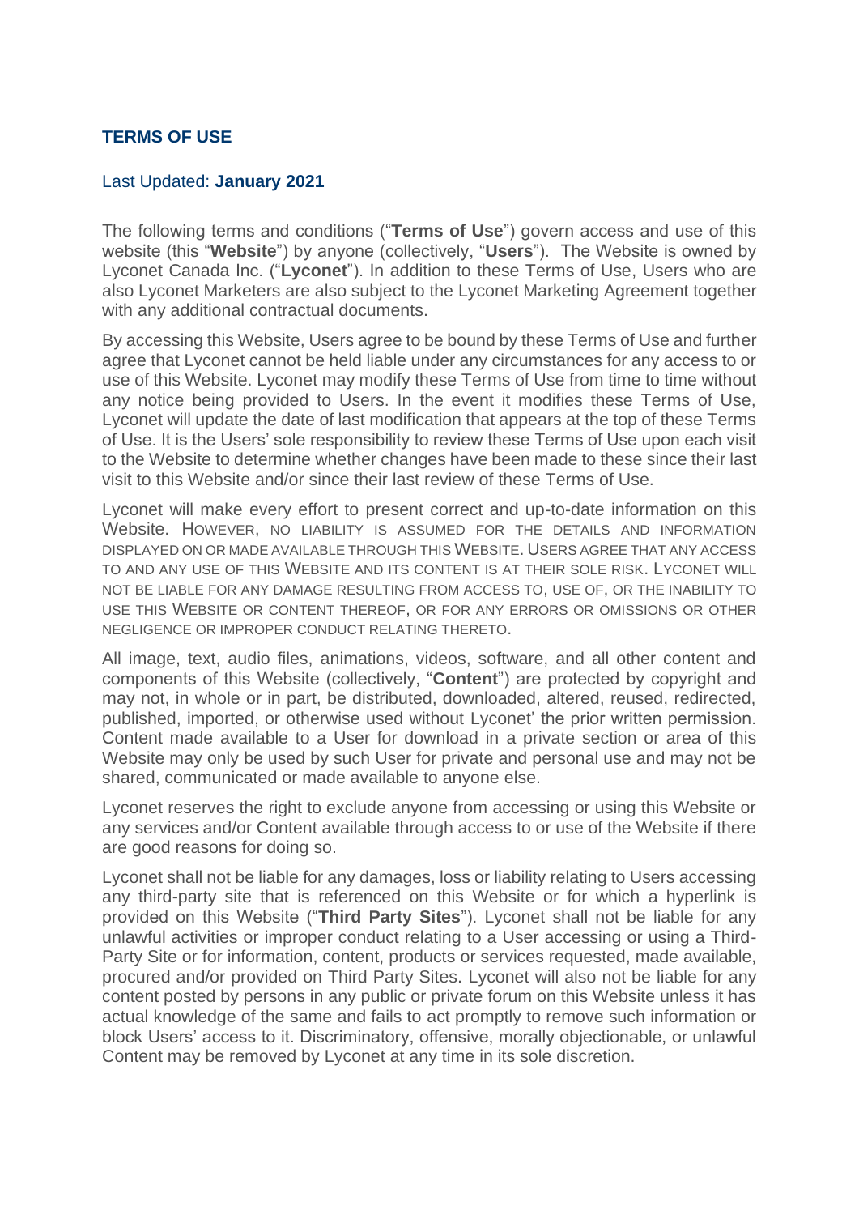# TERMS OF USE

Last Updated: **January 2021**

The following terms and conditions ("**Terms of Use**") govern access and use of this website (this "**Website**") by anyone (collectively, "**Users**"). The Website is owned by Lyconet Canada Inc. ("**Lyconet**"). In addition to these Terms of Use, Users who are also Lyconet Marketers are also subject to the Lyconet Marketing Agreement together with any additional contractual documents.

By accessing this Website, Users agree to be bound by these Terms of Use and further agree that Lyconet cannot be held liable under any circumstances for any access to or use of this Website. Lyconet may modify these Terms of Use from time to time without any notice being provided to Users. In the event it modifies these Terms of Use, Lyconet will update the date of last modification that appears at the top of these Terms of Use. It is the Users' sole responsibility to review these Terms of Use upon each visit to the Website to determine whether changes have been made to these since their last visit to this Website and/or since their last review of these Terms of Use.

Lyconet will make every effort to present correct and up-to-date information on this Website. HOWEVER, NO LIABILITY IS ASSUMED FOR THE DETAILS AND INFORMATION DISPLAYED ON OR MADE AVAILABLE THROUGH THIS WEBSITE. USERS AGREE THAT ANY ACCESS TO AND ANY USE OF THIS WEBSITE AND ITS CONTENT IS AT THEIR SOLE RISK. LYCONET WILL NOT BE LIABLE FOR ANY DAMAGE RESULTING FROM ACCESS TO, USE OF, OR THE INABILITY TO USE THIS WEBSITE OR CONTENT THEREOF, OR FOR ANY ERRORS OR OMISSIONS OR OTHER NEGLIGENCE OR IMPROPER CONDUCT RELATING THERETO.

All image, text, audio files, animations, videos, software, and all other content and components of this Website (collectively, "**Content**") are protected by copyright and may not, in whole or in part, be distributed, downloaded, altered, reused, redirected, published, imported, or otherwise used without Lyconet' the prior written permission. Content made available to a User for download in a private section or area of this Website may only be used by such User for private and personal use and may not be shared, communicated or made available to anyone else.

Lyconet reserves the right to exclude anyone from accessing or using this Website or any services and/or Content available through access to or use of the Website if there are good reasons for doing so.

Lyconet shall not be liable for any damages, loss or liability relating to Users accessing any third-party site that is referenced on this Website or for which a hyperlink is provided on this Website ("**Third Party Sites**"). Lyconet shall not be liable for any unlawful activities or improper conduct relating to a User accessing or using a Third-Party Site or for information, content, products or services requested, made available, procured and/or provided on Third Party Sites. Lyconet will also not be liable for any content posted by persons in any public or private forum on this Website unless it has actual knowledge of the same and fails to act promptly to remove such information or block Users' access to it. Discriminatory, offensive, morally objectionable, or unlawful Content may be removed by Lyconet at any time in its sole discretion.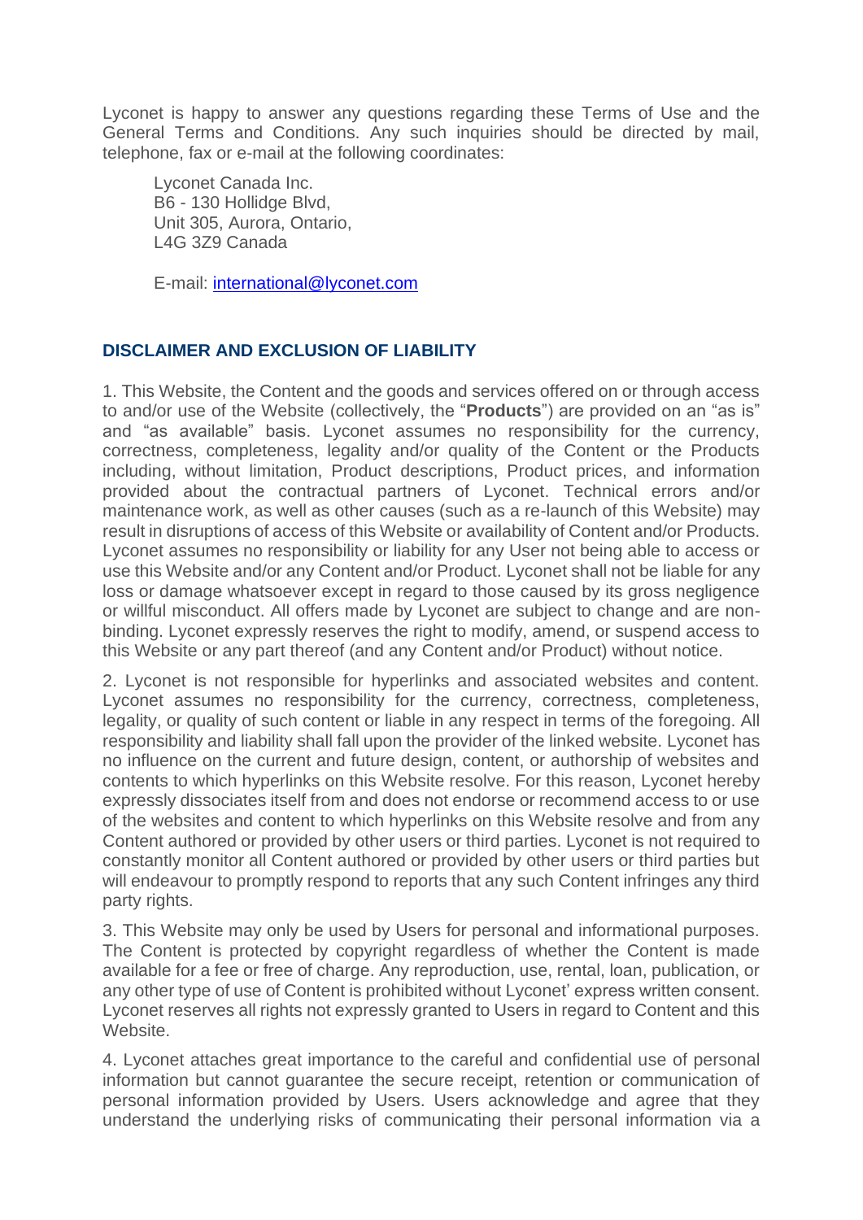Lyconet is happy to answer any questions regarding these Terms of Use and the General Terms and Conditions. Any such inquiries should be directed by mail, telephone, fax or e-mail at the following coordinates:

Lyconet Canada Inc.
B6 - 130 Hollidge Blvd,
Unit 305, Aurora, Ontario,
L4G 3Z9 Canada

E-mail: international@lyconet.com

## DISCLAIMER AND EXCLUSION OF LIABILITY

1. This Website, the Content and the goods and services offered on or through access to and/or use of the Website (collectively, the "**Products**") are provided on an "as is" and "as available" basis. Lyconet assumes no responsibility for the currency, correctness, completeness, legality and/or quality of the Content or the Products including, without limitation, Product descriptions, Product prices, and information provided about the contractual partners of Lyconet. Technical errors and/or maintenance work, as well as other causes (such as a re-launch of this Website) may result in disruptions of access of this Website or availability of Content and/or Products. Lyconet assumes no responsibility or liability for any User not being able to access or use this Website and/or any Content and/or Product. Lyconet shall not be liable for any loss or damage whatsoever except in regard to those caused by its gross negligence or willful misconduct. All offers made by Lyconet are subject to change and are non-binding. Lyconet expressly reserves the right to modify, amend, or suspend access to this Website or any part thereof (and any Content and/or Product) without notice.

2. Lyconet is not responsible for hyperlinks and associated websites and content. Lyconet assumes no responsibility for the currency, correctness, completeness, legality, or quality of such content or liable in any respect in terms of the foregoing. All responsibility and liability shall fall upon the provider of the linked website. Lyconet has no influence on the current and future design, content, or authorship of websites and contents to which hyperlinks on this Website resolve. For this reason, Lyconet hereby expressly dissociates itself from and does not endorse or recommend access to or use of the websites and content to which hyperlinks on this Website resolve and from any Content authored or provided by other users or third parties. Lyconet is not required to constantly monitor all Content authored or provided by other users or third parties but will endeavour to promptly respond to reports that any such Content infringes any third party rights.

3. This Website may only be used by Users for personal and informational purposes. The Content is protected by copyright regardless of whether the Content is made available for a fee or free of charge. Any reproduction, use, rental, loan, publication, or any other type of use of Content is prohibited without Lyconet' express written consent. Lyconet reserves all rights not expressly granted to Users in regard to Content and this Website.

4. Lyconet attaches great importance to the careful and confidential use of personal information but cannot guarantee the secure receipt, retention or communication of personal information provided by Users. Users acknowledge and agree that they understand the underlying risks of communicating their personal information via a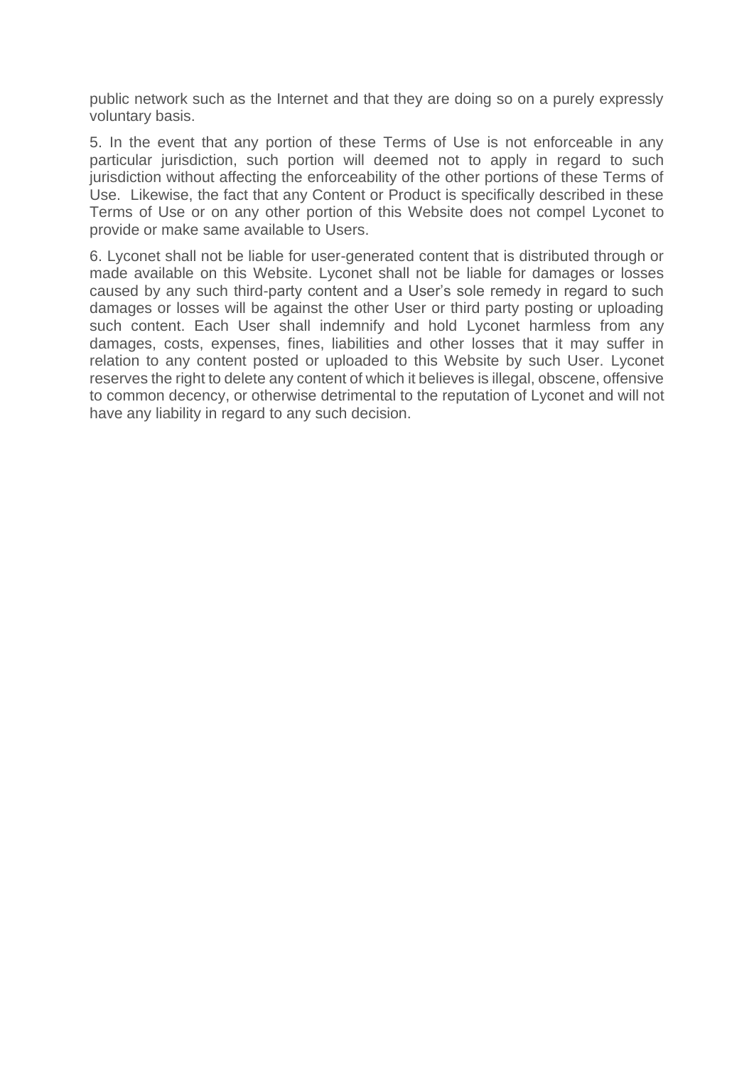public network such as the Internet and that they are doing so on a purely expressly voluntary basis.

5. In the event that any portion of these Terms of Use is not enforceable in any particular jurisdiction, such portion will deemed not to apply in regard to such jurisdiction without affecting the enforceability of the other portions of these Terms of Use. Likewise, the fact that any Content or Product is specifically described in these Terms of Use or on any other portion of this Website does not compel Lyconet to provide or make same available to Users.

6. Lyconet shall not be liable for user-generated content that is distributed through or made available on this Website. Lyconet shall not be liable for damages or losses caused by any such third-party content and a User's sole remedy in regard to such damages or losses will be against the other User or third party posting or uploading such content. Each User shall indemnify and hold Lyconet harmless from any damages, costs, expenses, fines, liabilities and other losses that it may suffer in relation to any content posted or uploaded to this Website by such User. Lyconet reserves the right to delete any content of which it believes is illegal, obscene, offensive to common decency, or otherwise detrimental to the reputation of Lyconet and will not have any liability in regard to any such decision.